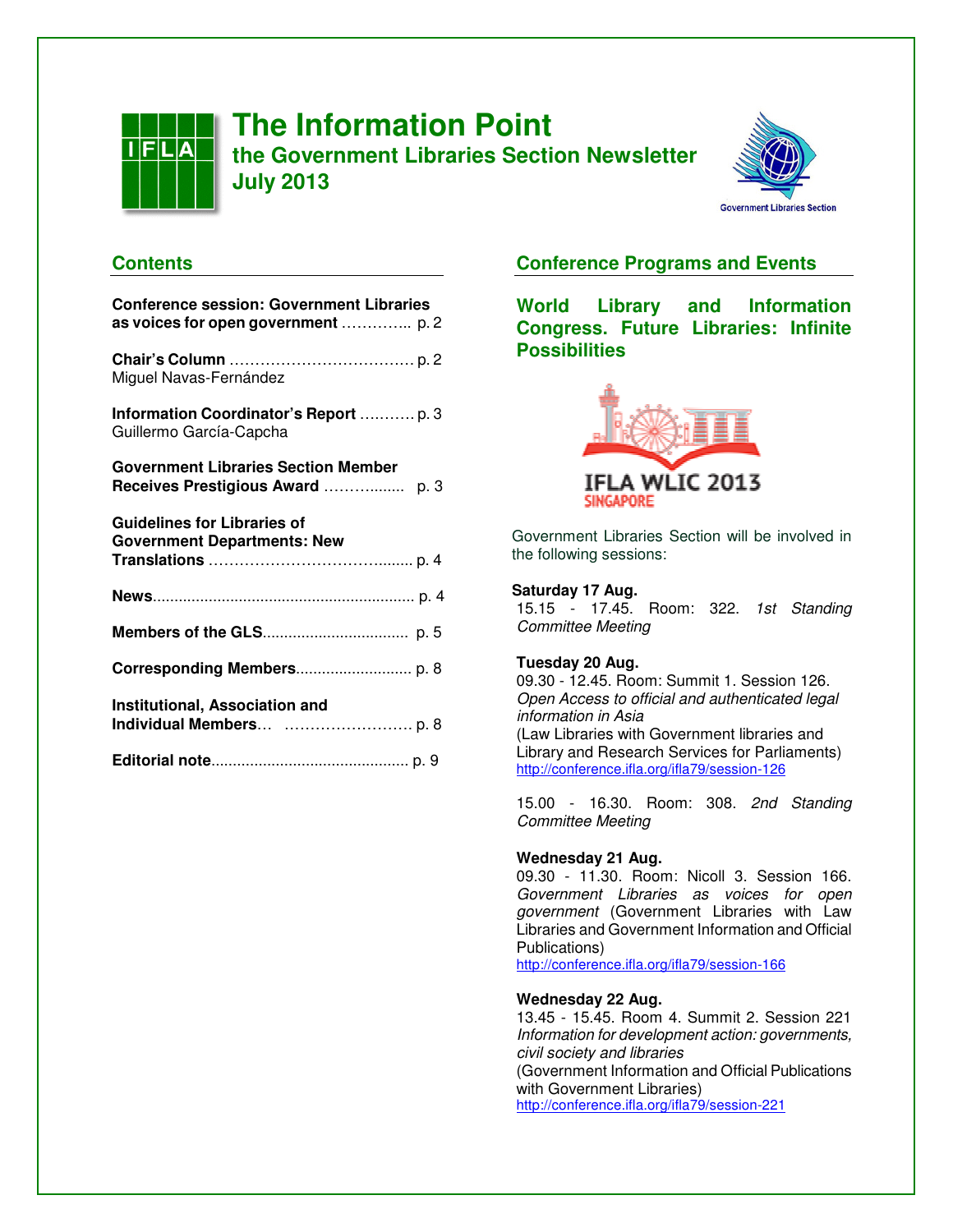# The Information Point

## the Government Libraries Section Newsletter
## July 2013

Government Libraries Section

## Contents

**Conference session: Government Libraries as voices for open government** ………….. p. 2

**Chair's Column** ………………………………. p. 2
Miguel Navas-Fernández

**Information Coordinator's Report** ……….. p. 3
Guillermo García-Capcha

**Government Libraries Section Member Receives Prestigious Award** ……….…... p. 3

**Guidelines for Libraries of Government Departments: New Translations** ………………………….….... p. 4

**News**............................................................. p. 4

**Members of the GLS**................................. p. 5

**Corresponding Members**.......................... p. 8

**Institutional, Association and Individual Members**… ……………………. p. 8

**Editorial note**............................................. p. 9

## Conference Programs and Events

### World Library and Information Congress. Future Libraries: Infinite Possibilities

IFLA WLIC 2013 SINGAPORE

Government Libraries Section will be involved in the following sessions:

**Saturday 17 Aug.**
15.15 - 17.45. Room: 322. *1st Standing Committee Meeting*

**Tuesday 20 Aug.**
09.30 - 12.45. Room: Summit 1. Session 126. *Open Access to official and authenticated legal information in Asia*
(Law Libraries with Government libraries and Library and Research Services for Parliaments)
http://conference.ifla.org/ifla79/session-126

15.00 - 16.30. Room: 308. *2nd Standing Committee Meeting*

**Wednesday 21 Aug.**
09.30 - 11.30. Room: Nicoll 3. Session 166. *Government Libraries as voices for open government* (Government Libraries with Law Libraries and Government Information and Official Publications)
http://conference.ifla.org/ifla79/session-166

**Wednesday 22 Aug.**
13.45 - 15.45. Room 4. Summit 2. Session 221
*Information for development action: governments, civil society and libraries*
(Government Information and Official Publications with Government Libraries)
http://conference.ifla.org/ifla79/session-221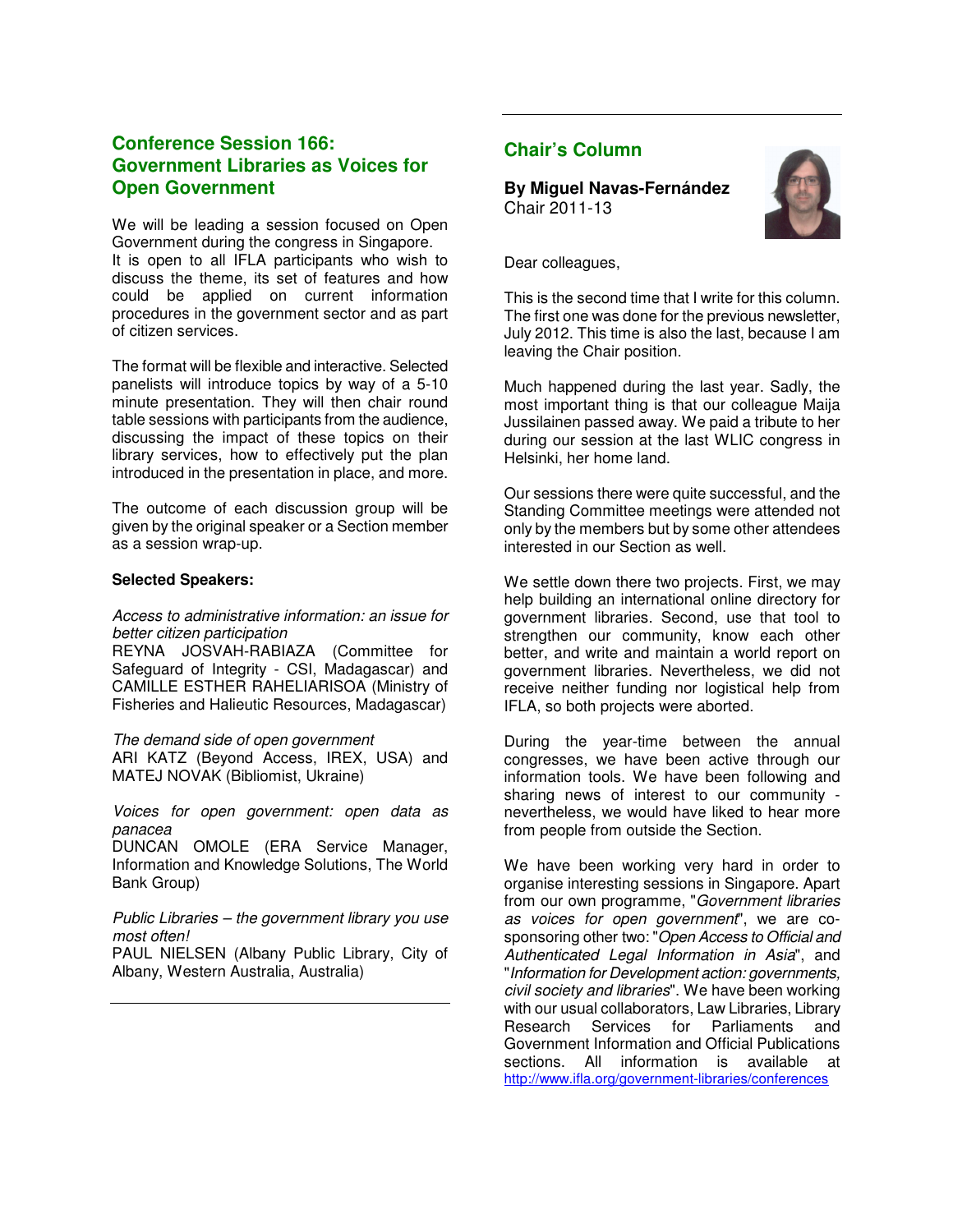## Conference Session 166: Government Libraries as Voices for Open Government

We will be leading a session focused on Open Government during the congress in Singapore. It is open to all IFLA participants who wish to discuss the theme, its set of features and how could be applied on current information procedures in the government sector and as part of citizen services.

The format will be flexible and interactive. Selected panelists will introduce topics by way of a 5-10 minute presentation. They will then chair round table sessions with participants from the audience, discussing the impact of these topics on their library services, how to effectively put the plan introduced in the presentation in place, and more.

The outcome of each discussion group will be given by the original speaker or a Section member as a session wrap-up.

**Selected Speakers:**

*Access to administrative information: an issue for better citizen participation*
REYNA JOSVAH-RABIAZA (Committee for Safeguard of Integrity - CSI, Madagascar) and CAMILLE ESTHER RAHELIARISOA (Ministry of Fisheries and Halieutic Resources, Madagascar)

*The demand side of open government*
ARI KATZ (Beyond Access, IREX, USA) and MATEJ NOVAK (Bibliomist, Ukraine)

*Voices for open government: open data as panacea*
DUNCAN OMOLE (ERA Service Manager, Information and Knowledge Solutions, The World Bank Group)

*Public Libraries – the government library you use most often!*
PAUL NIELSEN (Albany Public Library, City of Albany, Western Australia, Australia)

## Chair's Column

**By Miguel Navas-Fernández**
Chair 2011-13

Dear colleagues,

This is the second time that I write for this column. The first one was done for the previous newsletter, July 2012. This time is also the last, because I am leaving the Chair position.

Much happened during the last year. Sadly, the most important thing is that our colleague Maija Jussilainen passed away. We paid a tribute to her during our session at the last WLIC congress in Helsinki, her home land.

Our sessions there were quite successful, and the Standing Committee meetings were attended not only by the members but by some other attendees interested in our Section as well.

We settle down there two projects. First, we may help building an international online directory for government libraries. Second, use that tool to strengthen our community, know each other better, and write and maintain a world report on government libraries. Nevertheless, we did not receive neither funding nor logistical help from IFLA, so both projects were aborted.

During the year-time between the annual congresses, we have been active through our information tools. We have been following and sharing news of interest to our community - nevertheless, we would have liked to hear more from people from outside the Section.

We have been working very hard in order to organise interesting sessions in Singapore. Apart from our own programme, "*Government libraries as voices for open government*", we are co-sponsoring other two: "*Open Access to Official and Authenticated Legal Information in Asia*", and "*Information for Development action: governments, civil society and libraries*". We have been working with our usual collaborators, Law Libraries, Library Research Services for Parliaments and Government Information and Official Publications sections. All information is available at http://www.ifla.org/government-libraries/conferences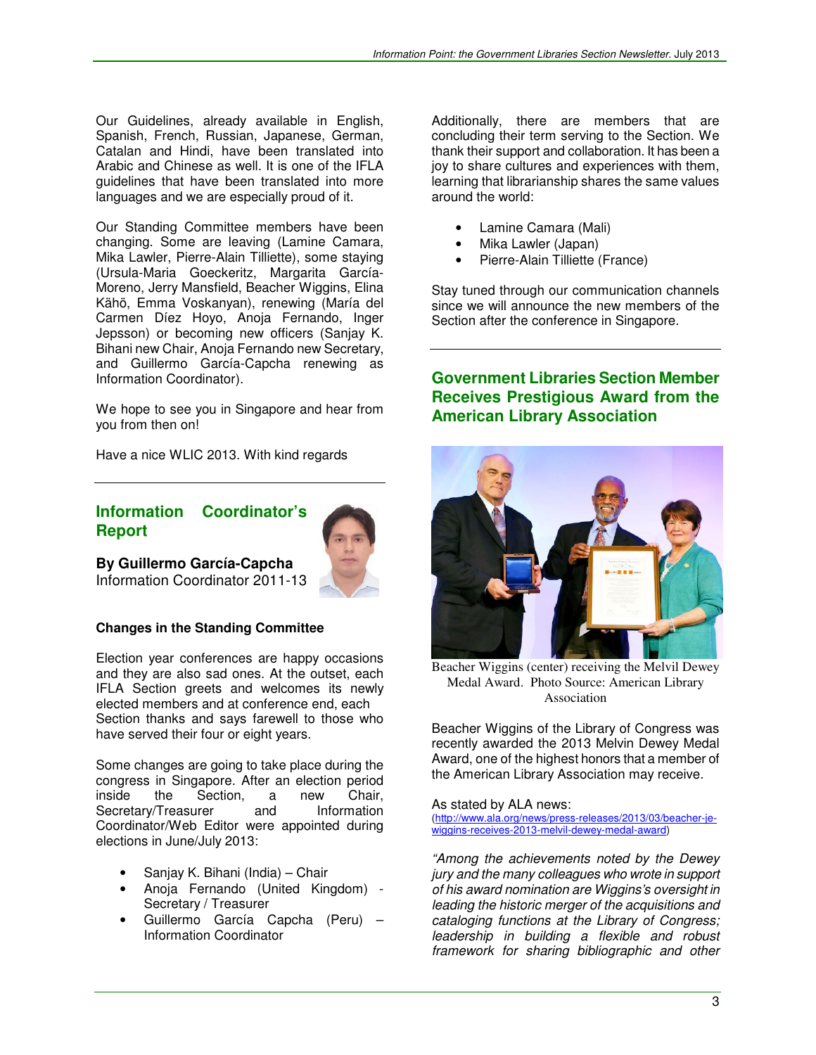Our Guidelines, already available in English, Spanish, French, Russian, Japanese, German, Catalan and Hindi, have been translated into Arabic and Chinese as well. It is one of the IFLA guidelines that have been translated into more languages and we are especially proud of it.

Our Standing Committee members have been changing. Some are leaving (Lamine Camara, Mika Lawler, Pierre-Alain Tilliette), some staying (Ursula-Maria Goeckeritz, Margarita García-Moreno, Jerry Mansfield, Beacher Wiggins, Elina Kähö, Emma Voskanyan), renewing (María del Carmen Díez Hoyo, Anoja Fernando, Inger Jepsson) or becoming new officers (Sanjay K. Bihani new Chair, Anoja Fernando new Secretary, and Guillermo García-Capcha renewing as Information Coordinator).

We hope to see you in Singapore and hear from you from then on!

Have a nice WLIC 2013. With kind regards

## Information Coordinator's Report

**By Guillermo García-Capcha**
Information Coordinator 2011-13

**Changes in the Standing Committee**

Election year conferences are happy occasions and they are also sad ones. At the outset, each IFLA Section greets and welcomes its newly elected members and at conference end, each Section thanks and says farewell to those who have served their four or eight years.

Some changes are going to take place during the congress in Singapore. After an election period inside the Section, a new Chair, Secretary/Treasurer and Information Coordinator/Web Editor were appointed during elections in June/July 2013:

- Sanjay K. Bihani (India) – Chair
- Anoja Fernando (United Kingdom) - Secretary / Treasurer
- Guillermo García Capcha (Peru) – Information Coordinator

Additionally, there are members that are concluding their term serving to the Section. We thank their support and collaboration. It has been a joy to share cultures and experiences with them, learning that librarianship shares the same values around the world:

- Lamine Camara (Mali)
- Mika Lawler (Japan)
- Pierre-Alain Tilliette (France)

Stay tuned through our communication channels since we will announce the new members of the Section after the conference in Singapore.

## Government Libraries Section Member Receives Prestigious Award from the American Library Association

Beacher Wiggins (center) receiving the Melvil Dewey Medal Award. Photo Source: American Library Association

Beacher Wiggins of the Library of Congress was recently awarded the 2013 Melvin Dewey Medal Award, one of the highest honors that a member of the American Library Association may receive.

As stated by ALA news:
(http://www.ala.org/news/press-releases/2013/03/beacher-je-wiggins-receives-2013-melvil-dewey-medal-award)

*"Among the achievements noted by the Dewey jury and the many colleagues who wrote in support of his award nomination are Wiggins's oversight in leading the historic merger of the acquisitions and cataloging functions at the Library of Congress; leadership in building a flexible and robust framework for sharing bibliographic and other*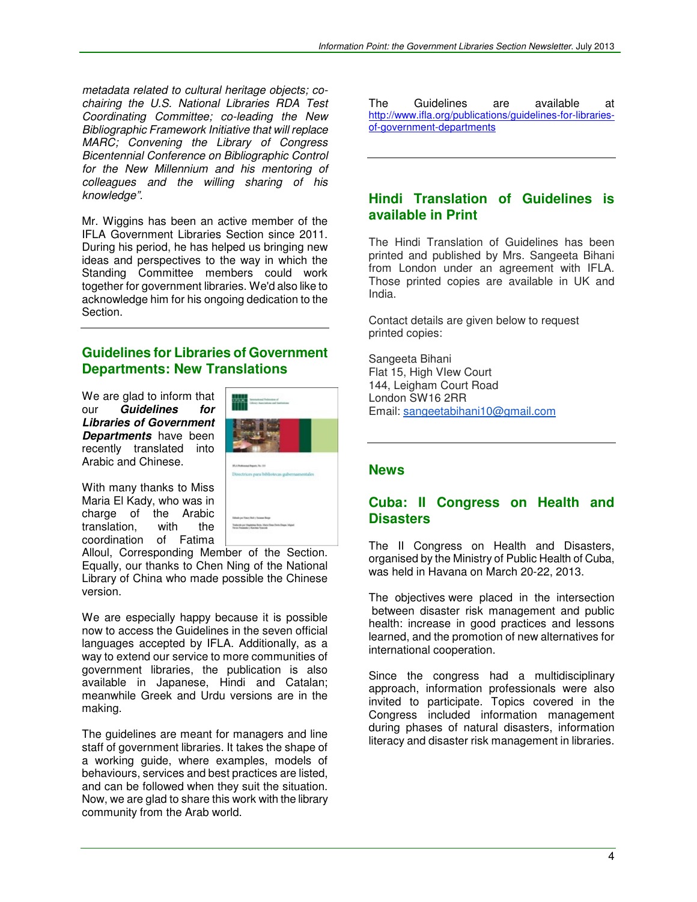*metadata related to cultural heritage objects; co-chairing the U.S. National Libraries RDA Test Coordinating Committee; co-leading the New Bibliographic Framework Initiative that will replace MARC; Convening the Library of Congress Bicentennial Conference on Bibliographic Control for the New Millennium and his mentoring of colleagues and the willing sharing of his knowledge".*

Mr. Wiggins has been an active member of the IFLA Government Libraries Section since 2011. During his period, he has helped us bringing new ideas and perspectives to the way in which the Standing Committee members could work together for government libraries. We'd also like to acknowledge him for his ongoing dedication to the Section.

---

## Guidelines for Libraries of Government Departments: New Translations

We are glad to inform that our ***Guidelines for Libraries of Government Departments*** have been recently translated into Arabic and Chinese.

With many thanks to Miss Maria El Kady, who was in charge of the Arabic translation, with the coordination of Fatima Alloul, Corresponding Member of the Section. Equally, our thanks to Chen Ning of the National Library of China who made possible the Chinese version.

We are especially happy because it is possible now to access the Guidelines in the seven official languages accepted by IFLA. Additionally, as a way to extend our service to more communities of government libraries, the publication is also available in Japanese, Hindi and Catalan; meanwhile Greek and Urdu versions are in the making.

The guidelines are meant for managers and line staff of government libraries. It takes the shape of a working guide, where examples, models of behaviours, services and best practices are listed, and can be followed when they suit the situation. Now, we are glad to share this work with the library community from the Arab world.

The Guidelines are available at http://www.ifla.org/publications/guidelines-for-libraries-of-government-departments

---

## Hindi Translation of Guidelines is available in Print

The Hindi Translation of Guidelines has been printed and published by Mrs. Sangeeta Bihani from London under an agreement with IFLA. Those printed copies are available in UK and India.

Contact details are given below to request printed copies:

Sangeeta Bihani
Flat 15, High VIew Court
144, Leigham Court Road
London SW16 2RR
Email: sangeetabihani10@gmail.com

---

## News

### Cuba: II Congress on Health and Disasters

The II Congress on Health and Disasters, organised by the Ministry of Public Health of Cuba, was held in Havana on March 20-22, 2013.

The objectives were placed in the intersection between disaster risk management and public health: increase in good practices and lessons learned, and the promotion of new alternatives for international cooperation.

Since the congress had a multidisciplinary approach, information professionals were also invited to participate. Topics covered in the Congress included information management during phases of natural disasters, information literacy and disaster risk management in libraries.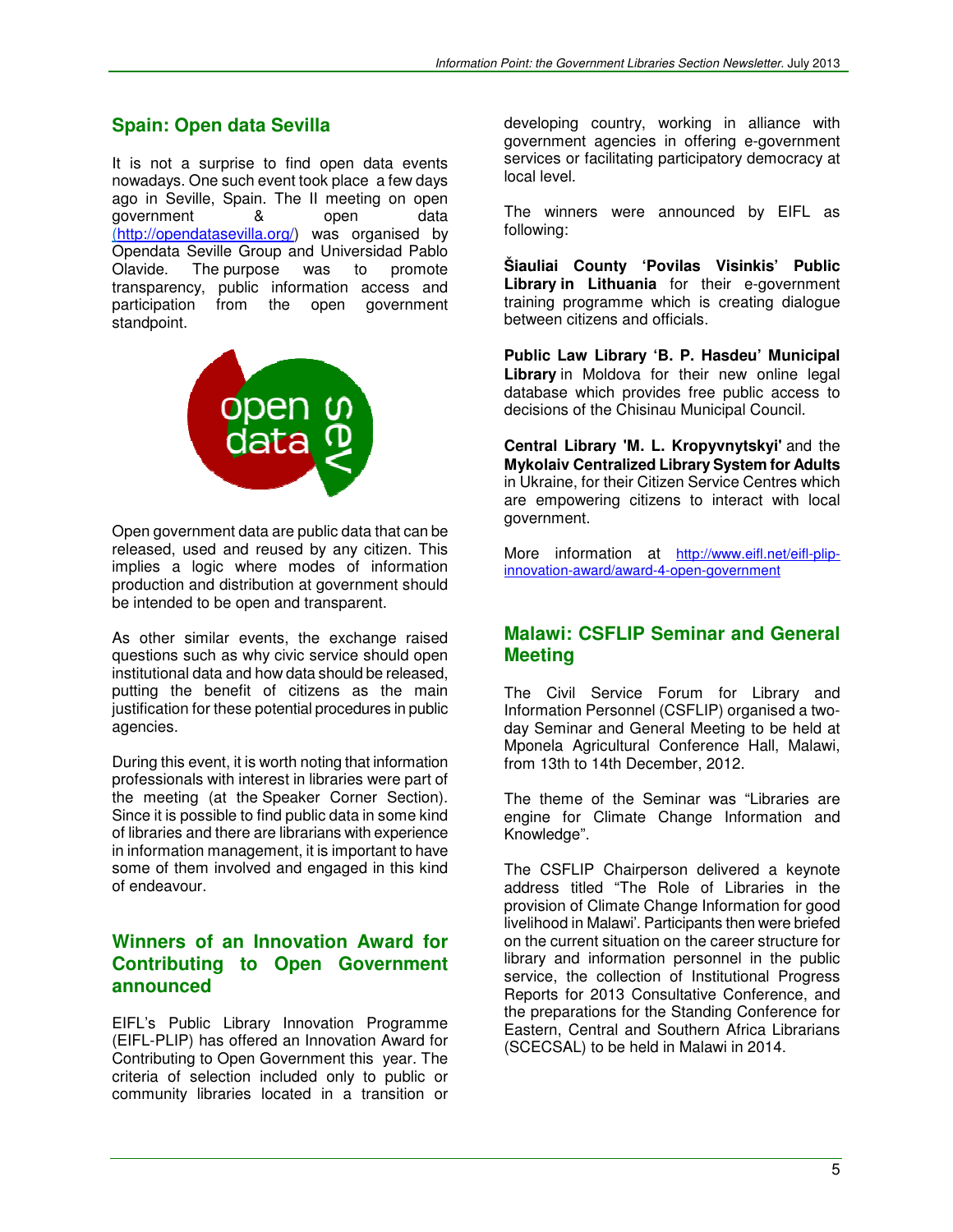## Spain: Open data Sevilla

It is not a surprise to find open data events nowadays. One such event took place a few days ago in Seville, Spain. The II meeting on open government & open data (http://opendatasevilla.org/) was organised by Opendata Seville Group and Universidad Pablo Olavide. The purpose was to promote transparency, public information access and participation from the open government standpoint.

Open government data are public data that can be released, used and reused by any citizen. This implies a logic where modes of information production and distribution at government should be intended to be open and transparent.

As other similar events, the exchange raised questions such as why civic service should open institutional data and how data should be released, putting the benefit of citizens as the main justification for these potential procedures in public agencies.

During this event, it is worth noting that information professionals with interest in libraries were part of the meeting (at the Speaker Corner Section). Since it is possible to find public data in some kind of libraries and there are librarians with experience in information management, it is important to have some of them involved and engaged in this kind of endeavour.

## Winners of an Innovation Award for Contributing to Open Government announced

EIFL's Public Library Innovation Programme (EIFL-PLIP) has offered an Innovation Award for Contributing to Open Government this year. The criteria of selection included only to public or community libraries located in a transition or developing country, working in alliance with government agencies in offering e-government services or facilitating participatory democracy at local level.

The winners were announced by EIFL as following:

**Šiauliai County 'Povilas Visinkis' Public Library in Lithuania** for their e-government training programme which is creating dialogue between citizens and officials.

**Public Law Library 'B. P. Hasdeu' Municipal Library** in Moldova for their new online legal database which provides free public access to decisions of the Chisinau Municipal Council.

**Central Library 'M. L. Kropyvnytskyi'** and the **Mykolaiv Centralized Library System for Adults** in Ukraine, for their Citizen Service Centres which are empowering citizens to interact with local government.

More information at http://www.eifl.net/eifl-plip-innovation-award/award-4-open-government

## Malawi: CSFLIP Seminar and General Meeting

The Civil Service Forum for Library and Information Personnel (CSFLIP) organised a two-day Seminar and General Meeting to be held at Mponela Agricultural Conference Hall, Malawi, from 13th to 14th December, 2012.

The theme of the Seminar was "Libraries are engine for Climate Change Information and Knowledge".

The CSFLIP Chairperson delivered a keynote address titled "The Role of Libraries in the provision of Climate Change Information for good livelihood in Malawi'. Participants then were briefed on the current situation on the career structure for library and information personnel in the public service, the collection of Institutional Progress Reports for 2013 Consultative Conference, and the preparations for the Standing Conference for Eastern, Central and Southern Africa Librarians (SCECSAL) to be held in Malawi in 2014.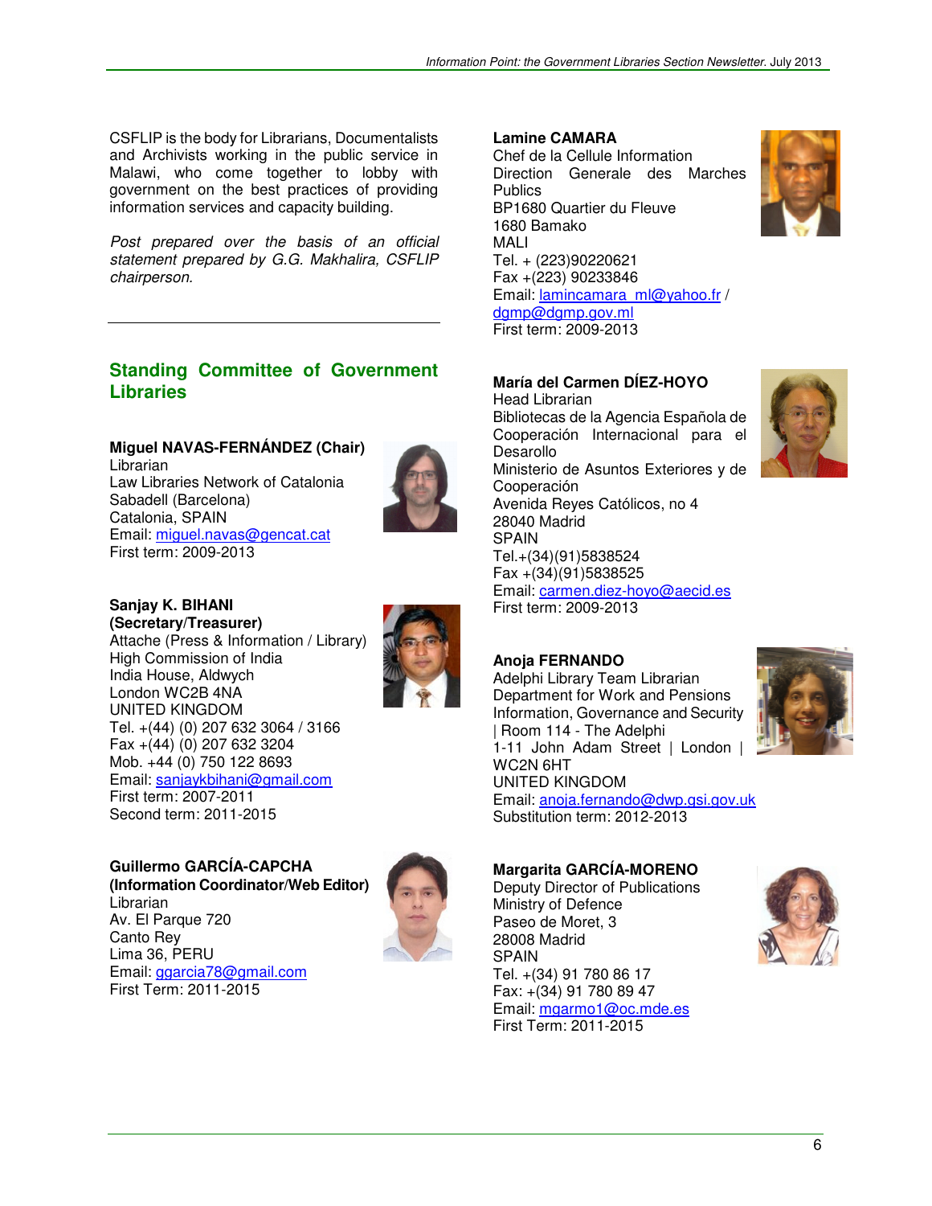CSFLIP is the body for Librarians, Documentalists and Archivists working in the public service in Malawi, who come together to lobby with government on the best practices of providing information services and capacity building.

*Post prepared over the basis of an official statement prepared by G.G. Makhalira, CSFLIP chairperson.*

---

## Standing Committee of Government Libraries

**Miguel NAVAS-FERNÁNDEZ (Chair)**
Librarian
Law Libraries Network of Catalonia
Sabadell (Barcelona)
Catalonia, SPAIN
Email: miguel.navas@gencat.cat
First term: 2009-2013

**Sanjay K. BIHANI**
**(Secretary/Treasurer)**
Attache (Press & Information / Library)
High Commission of India
India House, Aldwych
London WC2B 4NA
UNITED KINGDOM
Tel. +(44) (0) 207 632 3064 / 3166
Fax +(44) (0) 207 632 3204
Mob. +44 (0) 750 122 8693
Email: sanjaykbihani@gmail.com
First term: 2007-2011
Second term: 2011-2015

**Guillermo GARCÍA-CAPCHA**
**(Information Coordinator/Web Editor)**
Librarian
Av. El Parque 720
Canto Rey
Lima 36, PERU
Email: ggarcia78@gmail.com
First Term: 2011-2015

**Lamine CAMARA**
Chef de la Cellule Information
Direction Generale des Marches Publics
BP1680 Quartier du Fleuve
1680 Bamako
MALI
Tel. + (223)90220621
Fax +(223) 90233846
Email: lamincamara_ml@yahoo.fr / dgmp@dgmp.gov.ml
First term: 2009-2013

**María del Carmen DÍEZ-HOYO**
Head Librarian
Bibliotecas de la Agencia Española de Cooperación Internacional para el Desarollo
Ministerio de Asuntos Exteriores y de Cooperación
Avenida Reyes Católicos, no 4
28040 Madrid
SPAIN
Tel.+(34)(91)5838524
Fax +(34)(91)5838525
Email: carmen.diez-hoyo@aecid.es
First term: 2009-2013

**Anoja FERNANDO**
Adelphi Library Team Librarian
Department for Work and Pensions
Information, Governance and Security
| Room 114 - The Adelphi
1-11 John Adam Street | London | WC2N 6HT
UNITED KINGDOM
Email: anoja.fernando@dwp.gsi.gov.uk
Substitution term: 2012-2013

**Margarita GARCÍA-MORENO**
Deputy Director of Publications
Ministry of Defence
Paseo de Moret, 3
28008 Madrid
SPAIN
Tel. +(34) 91 780 86 17
Fax: +(34) 91 780 89 47
Email: mgarmo1@oc.mde.es
First Term: 2011-2015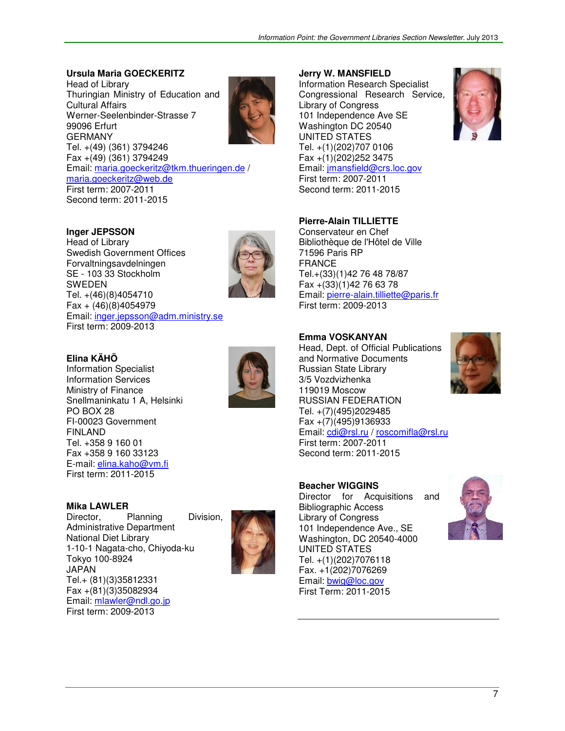**Ursula Maria GOECKERITZ**
Head of Library
Thuringian Ministry of Education and Cultural Affairs
Werner-Seelenbinder-Strasse 7
99096 Erfurt
GERMANY
Tel. +(49) (361) 3794246
Fax +(49) (361) 3794249
Email: maria.goeckeritz@tkm.thueringen.de / maria.goeckeritz@web.de
First term: 2007-2011
Second term: 2011-2015

**Inger JEPSSON**
Head of Library
Swedish Government Offices
Forvaltningsavdelningen
SE - 103 33 Stockholm
SWEDEN
Tel. +(46)(8)4054710
Fax + (46)(8)4054979
Email: inger.jepsson@adm.ministry.se
First term: 2009-2013

**Elina KÄHÖ**
Information Specialist
Information Services
Ministry of Finance
Snellmaninkatu 1 A, Helsinki
PO BOX 28
FI-00023 Government
FINLAND
Tel. +358 9 160 01
Fax +358 9 160 33123
E-mail: elina.kaho@vm.fi
First term: 2011-2015

**Mika LAWLER**
Director, Planning Division, Administrative Department
National Diet Library
1-10-1 Nagata-cho, Chiyoda-ku
Tokyo 100-8924
JAPAN
Tel.+ (81)(3)35812331
Fax +(81)(3)35082934
Email: mlawler@ndl.go.jp
First term: 2009-2013

**Jerry W. MANSFIELD**
Information Research Specialist
Congressional Research Service, Library of Congress
101 Independence Ave SE
Washington DC 20540
UNITED STATES
Tel. +(1)(202)707 0106
Fax +(1)(202)252 3475
Email: jmansfield@crs.loc.gov
First term: 2007-2011
Second term: 2011-2015

**Pierre-Alain TILLIETTE**
Conservateur en Chef
Bibliothèque de l'Hôtel de Ville
71596 Paris RP
FRANCE
Tel.+(33)(1)42 76 48 78/87
Fax +(33)(1)42 76 63 78
Email: pierre-alain.tilliette@paris.fr
First term: 2009-2013

**Emma VOSKANYAN**
Head, Dept. of Official Publications and Normative Documents
Russian State Library
3/5 Vozdvizhenka
119019 Moscow
RUSSIAN FEDERATION
Tel. +(7)(495)2029485
Fax +(7)(495)9136933
Email: cdi@rsl.ru / roscomifla@rsl.ru
First term: 2007-2011
Second term: 2011-2015

**Beacher WIGGINS**
Director for Acquisitions and Bibliographic Access
Library of Congress
101 Independence Ave., SE
Washington, DC 20540-4000
UNITED STATES
Tel. +(1)(202)7076118
Fax. +1(202)7076269
Email: bwig@loc.gov
First Term: 2011-2015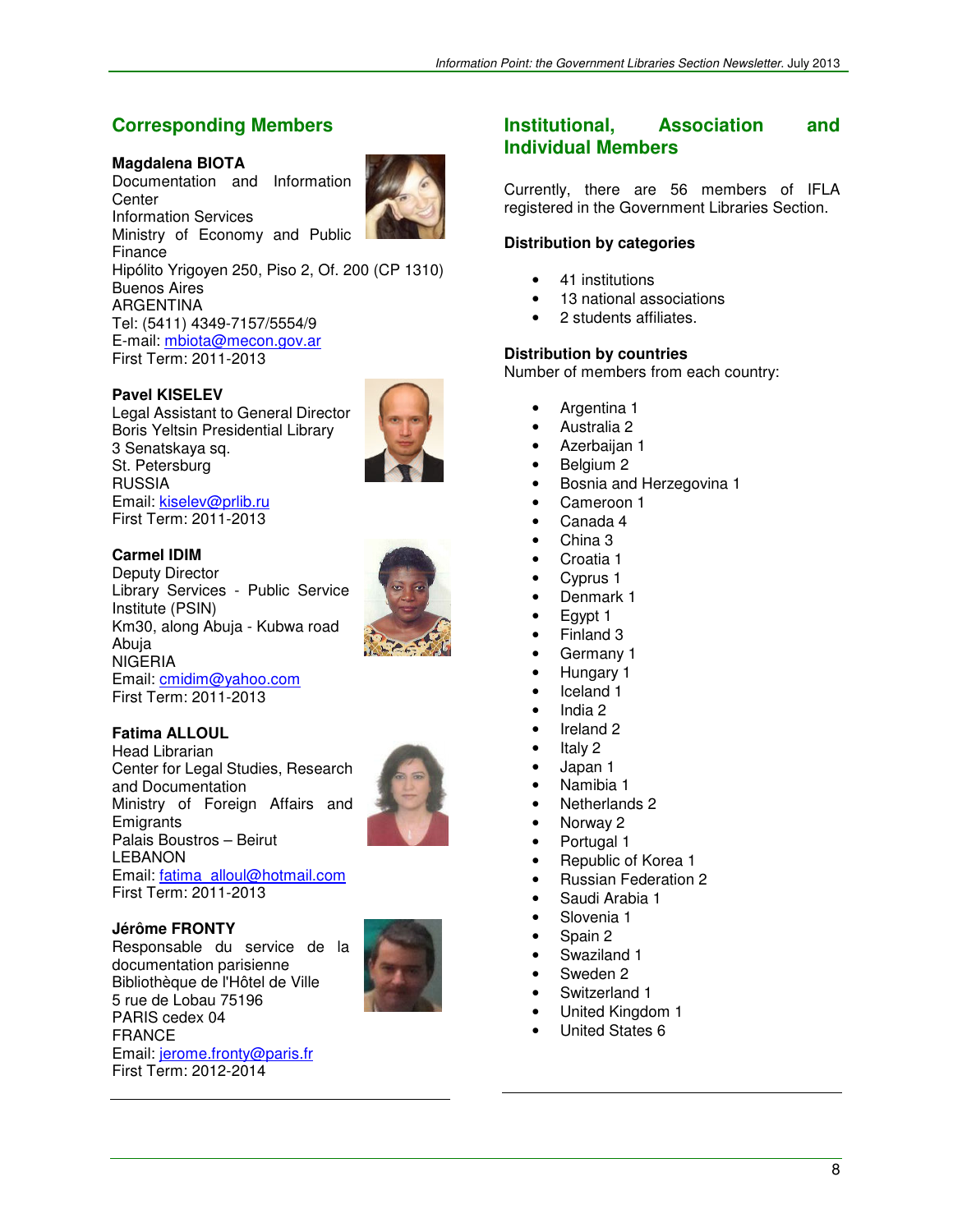## Corresponding Members

**Magdalena BIOTA**
Documentation and Information Center
Information Services
Ministry of Economy and Public Finance
Hipólito Yrigoyen 250, Piso 2, Of. 200 (CP 1310)
Buenos Aires
ARGENTINA
Tel: (5411) 4349-7157/5554/9
E-mail: mbiota@mecon.gov.ar
First Term: 2011-2013

**Pavel KISELEV**
Legal Assistant to General Director
Boris Yeltsin Presidential Library
3 Senatskaya sq.
St. Petersburg
RUSSIA
Email: kiselev@prlib.ru
First Term: 2011-2013

**Carmel IDIM**
Deputy Director
Library Services - Public Service Institute (PSIN)
Km30, along Abuja - Kubwa road
Abuja
NIGERIA
Email: cmidim@yahoo.com
First Term: 2011-2013

**Fatima ALLOUL**
Head Librarian
Center for Legal Studies, Research and Documentation
Ministry of Foreign Affairs and Emigrants
Palais Boustros – Beirut
LEBANON
Email: fatima_alloul@hotmail.com
First Term: 2011-2013

**Jérôme FRONTY**
Responsable du service de la documentation parisienne
Bibliothèque de l'Hôtel de Ville
5 rue de Lobau 75196
PARIS cedex 04
FRANCE
Email: jerome.fronty@paris.fr
First Term: 2012-2014

## Institutional, Association and Individual Members

Currently, there are 56 members of IFLA registered in the Government Libraries Section.

**Distribution by categories**

- 41 institutions
- 13 national associations
- 2 students affiliates.

**Distribution by countries**
Number of members from each country:

- Argentina 1
- Australia 2
- Azerbaijan 1
- Belgium 2
- Bosnia and Herzegovina 1
- Cameroon 1
- Canada 4
- China 3
- Croatia 1
- Cyprus 1
- Denmark 1
- Egypt 1
- Finland 3
- Germany 1
- Hungary 1
- Iceland 1
- India 2
- Ireland 2
- Italy 2
- Japan 1
- Namibia 1
- Netherlands 2
- Norway 2
- Portugal 1
- Republic of Korea 1
- Russian Federation 2
- Saudi Arabia 1
- Slovenia 1
- Spain 2
- Swaziland 1
- Sweden 2
- Switzerland 1
- United Kingdom 1
- United States 6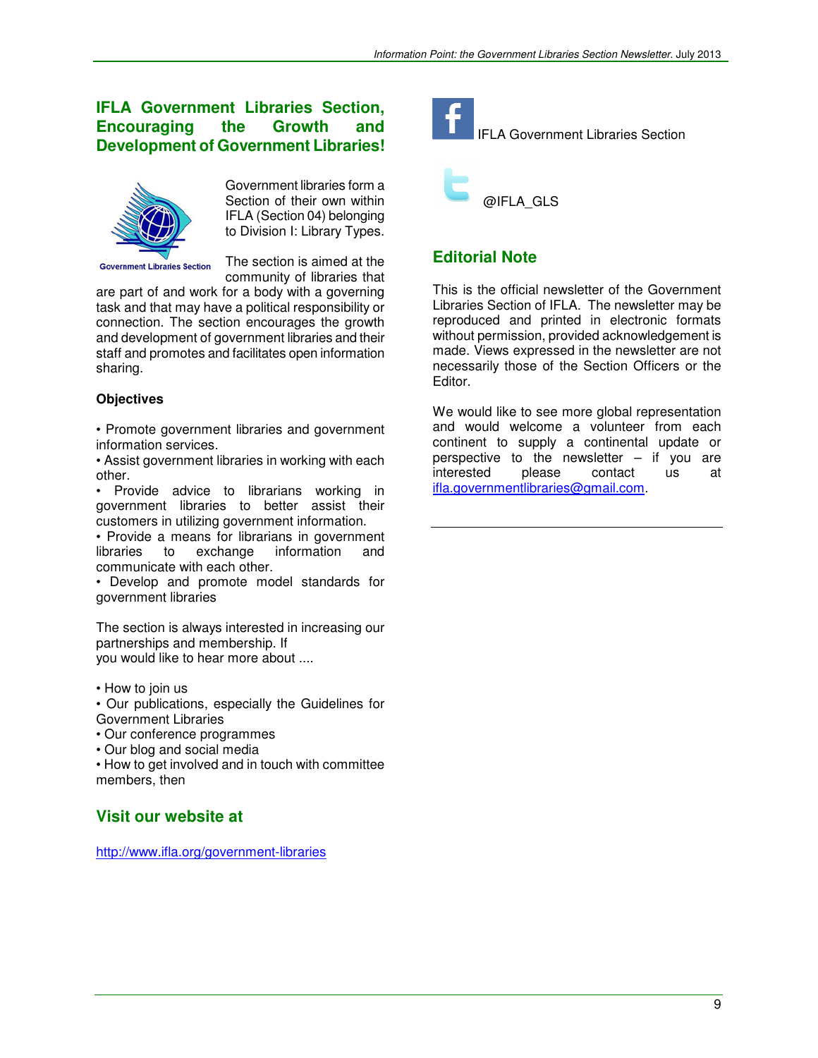## IFLA Government Libraries Section, Encouraging the Growth and Development of Government Libraries!

Government Libraries Section

Government libraries form a Section of their own within IFLA (Section 04) belonging to Division I: Library Types.

The section is aimed at the community of libraries that are part of and work for a body with a governing task and that may have a political responsibility or connection. The section encourages the growth and development of government libraries and their staff and promotes and facilitates open information sharing.

**Objectives**

- Promote government libraries and government information services.
- Assist government libraries in working with each other.
- Provide advice to librarians working in government libraries to better assist their customers in utilizing government information.
- Provide a means for librarians in government libraries to exchange information and communicate with each other.
- Develop and promote model standards for government libraries

The section is always interested in increasing our partnerships and membership. If you would like to hear more about ....

- How to join us
- Our publications, especially the Guidelines for Government Libraries
- Our conference programmes
- Our blog and social media
- How to get involved and in touch with committee members, then

## Visit our website at

http://www.ifla.org/government-libraries

IFLA Government Libraries Section

@IFLA_GLS

## Editorial Note

This is the official newsletter of the Government Libraries Section of IFLA. The newsletter may be reproduced and printed in electronic formats without permission, provided acknowledgement is made. Views expressed in the newsletter are not necessarily those of the Section Officers or the Editor.

We would like to see more global representation and would welcome a volunteer from each continent to supply a continental update or perspective to the newsletter – if you are interested please contact us at ifla.governmentlibraries@gmail.com.